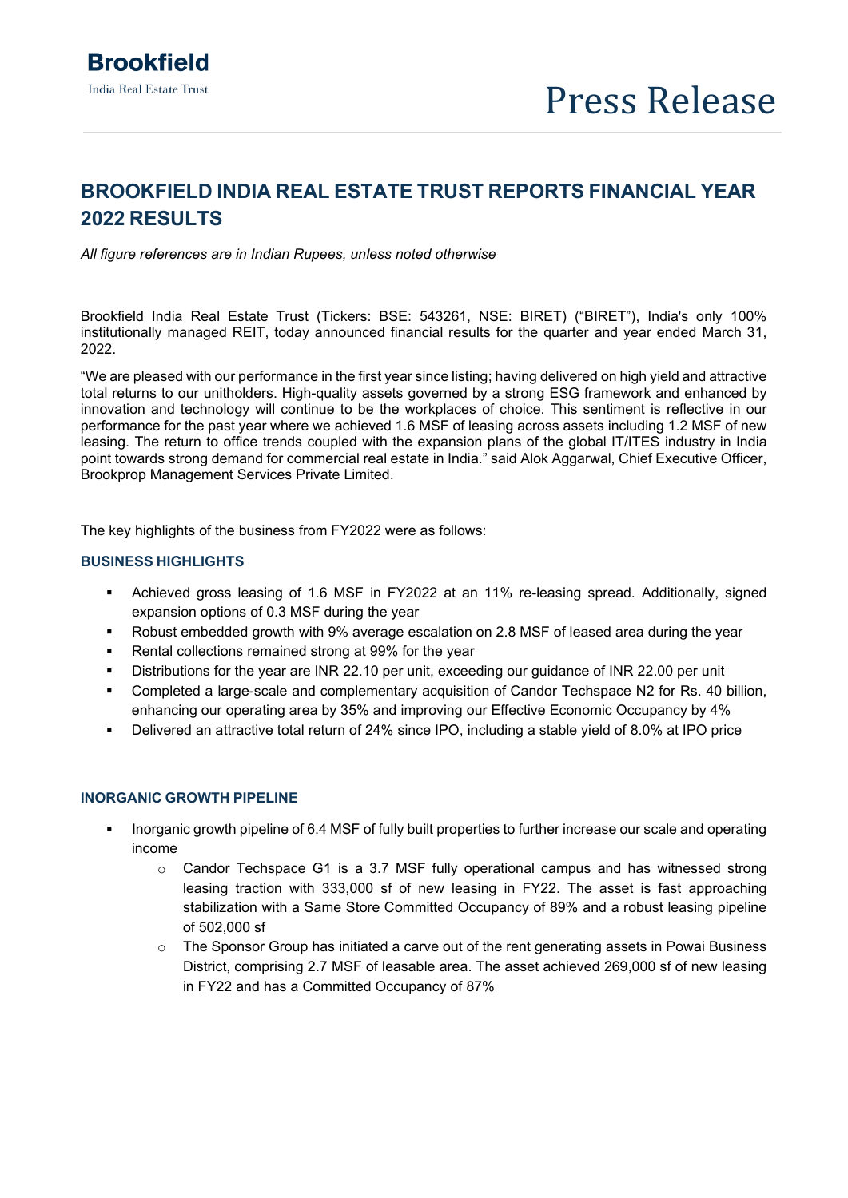Brookfield

India Real Estate Trust

Press Release

# BROOKFIELD INDIA REAL ESTATE TRUST REPORTS FINANCIAL YEAR 2022 RESULTS

*All figure references are in Indian Rupees, unless noted otherwise*

Brookfield India Real Estate Trust (Tickers: BSE: 543261, NSE: BIRET) ("BIRET"), India's only 100% institutionally managed REIT, today announced financial results for the quarter and year ended March 31, 2022.

"We are pleased with our performance in the first year since listing; having delivered on high yield and attractive total returns to our unitholders. High-quality assets governed by a strong ESG framework and enhanced by innovation and technology will continue to be the workplaces of choice. This sentiment is reflective in our performance for the past year where we achieved 1.6 MSF of leasing across assets including 1.2 MSF of new leasing. The return to office trends coupled with the expansion plans of the global IT/ITES industry in India point towards strong demand for commercial real estate in India." said Alok Aggarwal, Chief Executive Officer, Brookprop Management Services Private Limited.

The key highlights of the business from FY2022 were as follows:

## BUSINESS HIGHLIGHTS

- Achieved gross leasing of 1.6 MSF in FY2022 at an 11% re-leasing spread. Additionally, signed expansion options of 0.3 MSF during the year
- Robust embedded growth with 9% average escalation on 2.8 MSF of leased area during the year
- Rental collections remained strong at 99% for the year
- Distributions for the year are INR 22.10 per unit, exceeding our guidance of INR 22.00 per unit
- Completed a large-scale and complementary acquisition of Candor Techspace N2 for Rs. 40 billion, enhancing our operating area by 35% and improving our Effective Economic Occupancy by 4%
- Delivered an attractive total return of 24% since IPO, including a stable yield of 8.0% at IPO price

## INORGANIC GROWTH PIPELINE

- Inorganic growth pipeline of 6.4 MSF of fully built properties to further increase our scale and operating income
  - Candor Techspace G1 is a 3.7 MSF fully operational campus and has witnessed strong leasing traction with 333,000 sf of new leasing in FY22. The asset is fast approaching stabilization with a Same Store Committed Occupancy of 89% and a robust leasing pipeline of 502,000 sf
  - The Sponsor Group has initiated a carve out of the rent generating assets in Powai Business District, comprising 2.7 MSF of leasable area. The asset achieved 269,000 sf of new leasing in FY22 and has a Committed Occupancy of 87%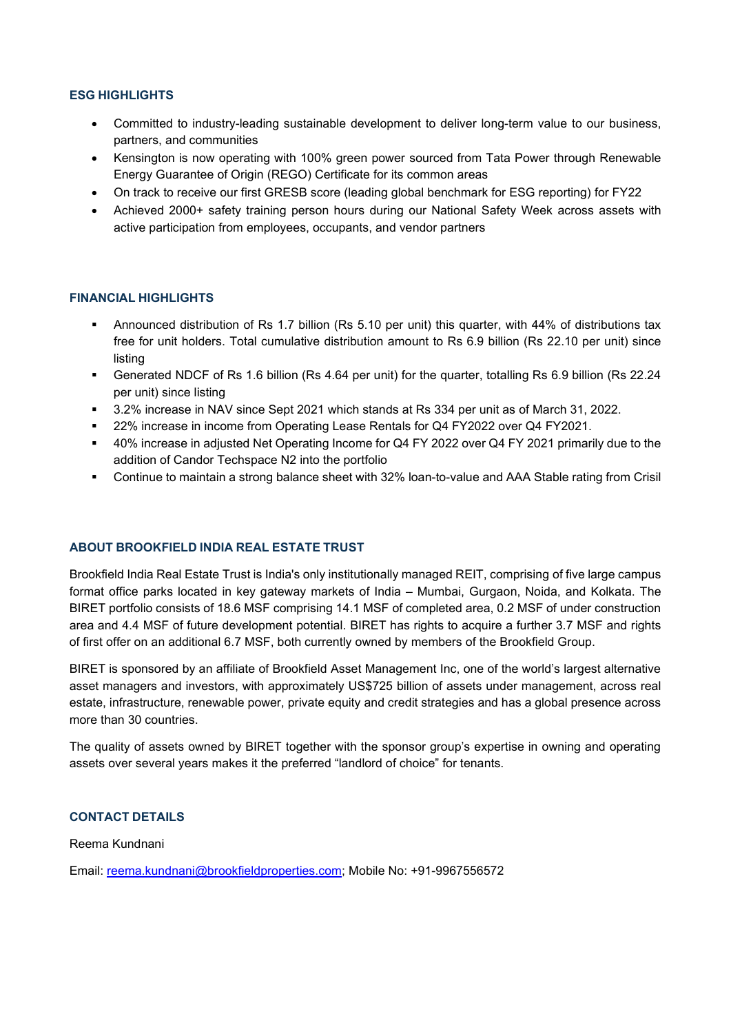## ESG HIGHLIGHTS

- Committed to industry-leading sustainable development to deliver long-term value to our business, partners, and communities
- Kensington is now operating with 100% green power sourced from Tata Power through Renewable Energy Guarantee of Origin (REGO) Certificate for its common areas
- On track to receive our first GRESB score (leading global benchmark for ESG reporting) for FY22
- Achieved 2000+ safety training person hours during our National Safety Week across assets with active participation from employees, occupants, and vendor partners

## FINANCIAL HIGHLIGHTS

- Announced distribution of Rs 1.7 billion (Rs 5.10 per unit) this quarter, with 44% of distributions tax free for unit holders. Total cumulative distribution amount to Rs 6.9 billion (Rs 22.10 per unit) since listing
- Generated NDCF of Rs 1.6 billion (Rs 4.64 per unit) for the quarter, totalling Rs 6.9 billion (Rs 22.24 per unit) since listing
- 3.2% increase in NAV since Sept 2021 which stands at Rs 334 per unit as of March 31, 2022.
- 22% increase in income from Operating Lease Rentals for Q4 FY2022 over Q4 FY2021.
- 40% increase in adjusted Net Operating Income for Q4 FY 2022 over Q4 FY 2021 primarily due to the addition of Candor Techspace N2 into the portfolio
- Continue to maintain a strong balance sheet with 32% loan-to-value and AAA Stable rating from Crisil

## ABOUT BROOKFIELD INDIA REAL ESTATE TRUST

Brookfield India Real Estate Trust is India's only institutionally managed REIT, comprising of five large campus format office parks located in key gateway markets of India – Mumbai, Gurgaon, Noida, and Kolkata. The BIRET portfolio consists of 18.6 MSF comprising 14.1 MSF of completed area, 0.2 MSF of under construction area and 4.4 MSF of future development potential. BIRET has rights to acquire a further 3.7 MSF and rights of first offer on an additional 6.7 MSF, both currently owned by members of the Brookfield Group.

BIRET is sponsored by an affiliate of Brookfield Asset Management Inc, one of the world's largest alternative asset managers and investors, with approximately US$725 billion of assets under management, across real estate, infrastructure, renewable power, private equity and credit strategies and has a global presence across more than 30 countries.

The quality of assets owned by BIRET together with the sponsor group's expertise in owning and operating assets over several years makes it the preferred "landlord of choice" for tenants.

## CONTACT DETAILS

Reema Kundnani

Email: reema.kundnani@brookfieldproperties.com; Mobile No: +91-9967556572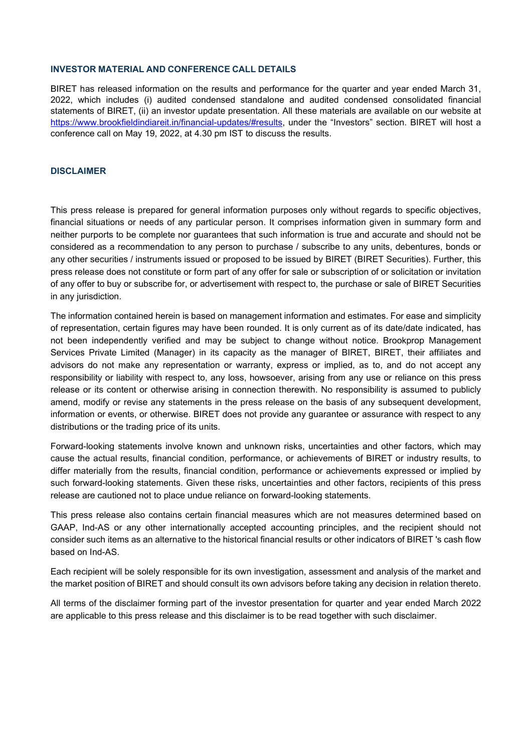## INVESTOR MATERIAL AND CONFERENCE CALL DETAILS

BIRET has released information on the results and performance for the quarter and year ended March 31, 2022, which includes (i) audited condensed standalone and audited condensed consolidated financial statements of BIRET, (ii) an investor update presentation. All these materials are available on our website at [https://www.brookfieldindiareit.in/financial-updates/#results](https://www.brookfieldindiareit.in/financial-updates/#results), under the "Investors" section. BIRET will host a conference call on May 19, 2022, at 4.30 pm IST to discuss the results.

## DISCLAIMER

This press release is prepared for general information purposes only without regards to specific objectives, financial situations or needs of any particular person. It comprises information given in summary form and neither purports to be complete nor guarantees that such information is true and accurate and should not be considered as a recommendation to any person to purchase / subscribe to any units, debentures, bonds or any other securities / instruments issued or proposed to be issued by BIRET (BIRET Securities). Further, this press release does not constitute or form part of any offer for sale or subscription of or solicitation or invitation of any offer to buy or subscribe for, or advertisement with respect to, the purchase or sale of BIRET Securities in any jurisdiction.

The information contained herein is based on management information and estimates. For ease and simplicity of representation, certain figures may have been rounded. It is only current as of its date/date indicated, has not been independently verified and may be subject to change without notice. Brookprop Management Services Private Limited (Manager) in its capacity as the manager of BIRET, BIRET, their affiliates and advisors do not make any representation or warranty, express or implied, as to, and do not accept any responsibility or liability with respect to, any loss, howsoever, arising from any use or reliance on this press release or its content or otherwise arising in connection therewith. No responsibility is assumed to publicly amend, modify or revise any statements in the press release on the basis of any subsequent development, information or events, or otherwise. BIRET does not provide any guarantee or assurance with respect to any distributions or the trading price of its units.

Forward-looking statements involve known and unknown risks, uncertainties and other factors, which may cause the actual results, financial condition, performance, or achievements of BIRET or industry results, to differ materially from the results, financial condition, performance or achievements expressed or implied by such forward-looking statements. Given these risks, uncertainties and other factors, recipients of this press release are cautioned not to place undue reliance on forward-looking statements.

This press release also contains certain financial measures which are not measures determined based on GAAP, Ind-AS or any other internationally accepted accounting principles, and the recipient should not consider such items as an alternative to the historical financial results or other indicators of BIRET 's cash flow based on Ind-AS.

Each recipient will be solely responsible for its own investigation, assessment and analysis of the market and the market position of BIRET and should consult its own advisors before taking any decision in relation thereto.

All terms of the disclaimer forming part of the investor presentation for quarter and year ended March 2022 are applicable to this press release and this disclaimer is to be read together with such disclaimer.